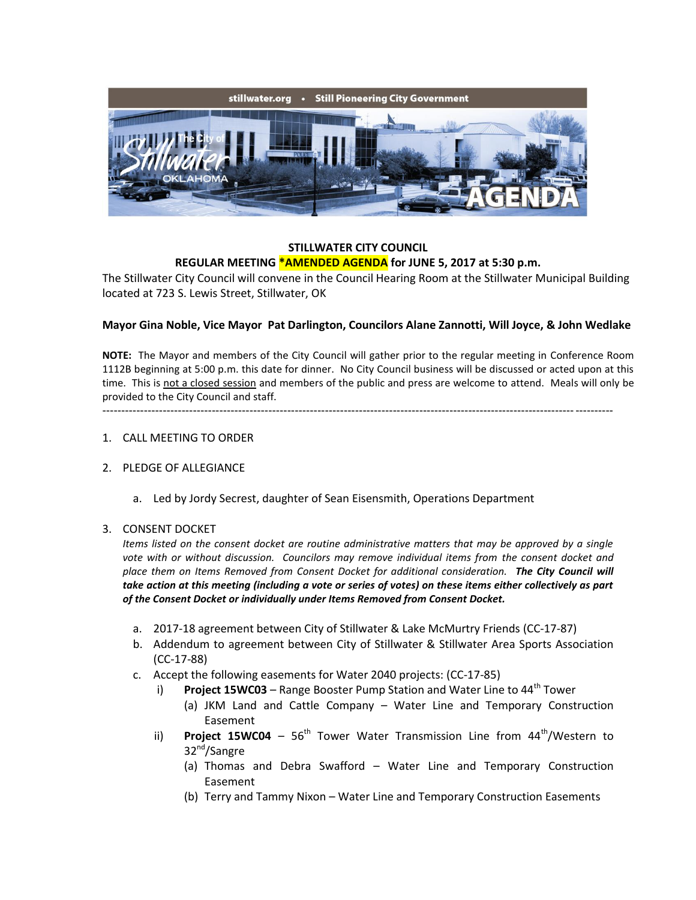# STILLWATER CITY COUNCIL

## REGULAR MEETING *AMENDED AGENDA for JUNE 5, 2017 at 5:30 p.m.

The Stillwater City Council will convene in the Council Hearing Room at the Stillwater Municipal Building located at 723 S. Lewis Street, Stillwater, OK

**Mayor Gina Noble, Vice Mayor Pat Darlington, Councilors Alane Zannotti, Will Joyce, & John Wedlake**

**NOTE:** The Mayor and members of the City Council will gather prior to the regular meeting in Conference Room 1112B beginning at 5:00 p.m. this date for dinner. No City Council business will be discussed or acted upon at this time. This is not a closed session and members of the public and press are welcome to attend. Meals will only be provided to the City Council and staff.

---

1. CALL MEETING TO ORDER

2. PLEDGE OF ALLEGIANCE

   a. Led by Jordy Secrest, daughter of Sean Eisensmith, Operations Department

3. CONSENT DOCKET

   *Items listed on the consent docket are routine administrative matters that may be approved by a single vote with or without discussion. Councilors may remove individual items from the consent docket and place them on Items Removed from Consent Docket for additional consideration.* ***The City Council will take action at this meeting (including a vote or series of votes) on these items either collectively as part of the Consent Docket or individually under Items Removed from Consent Docket.***

   a. 2017-18 agreement between City of Stillwater & Lake McMurtry Friends (CC-17-87)
   b. Addendum to agreement between City of Stillwater & Stillwater Area Sports Association (CC-17-88)
   c. Accept the following easements for Water 2040 projects: (CC-17-85)
      i) **Project 15WC03** – Range Booster Pump Station and Water Line to 44th Tower
         (a) JKM Land and Cattle Company – Water Line and Temporary Construction Easement
      ii) **Project 15WC04** – 56th Tower Water Transmission Line from 44th/Western to 32nd/Sangre
         (a) Thomas and Debra Swafford – Water Line and Temporary Construction Easement
         (b) Terry and Tammy Nixon – Water Line and Temporary Construction Easements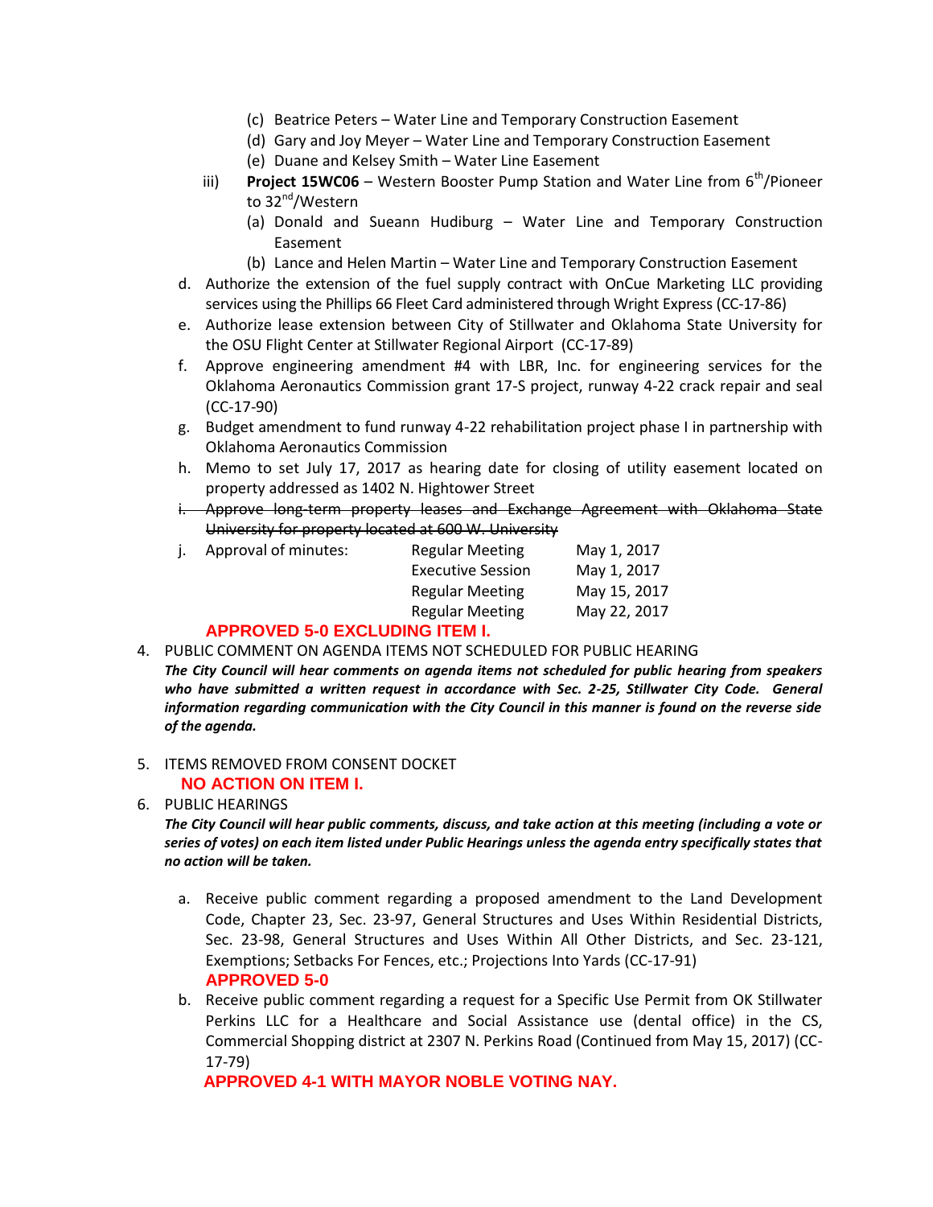- (c) Beatrice Peters – Water Line and Temporary Construction Easement
- (d) Gary and Joy Meyer – Water Line and Temporary Construction Easement
- (e) Duane and Kelsey Smith – Water Line Easement

iii) **Project 15WC06** – Western Booster Pump Station and Water Line from 6th/Pioneer to 32nd/Western

- (a) Donald and Sueann Hudiburg – Water Line and Temporary Construction Easement
- (b) Lance and Helen Martin – Water Line and Temporary Construction Easement

d. Authorize the extension of the fuel supply contract with OnCue Marketing LLC providing services using the Phillips 66 Fleet Card administered through Wright Express (CC-17-86)

e. Authorize lease extension between City of Stillwater and Oklahoma State University for the OSU Flight Center at Stillwater Regional Airport (CC-17-89)

f. Approve engineering amendment #4 with LBR, Inc. for engineering services for the Oklahoma Aeronautics Commission grant 17-S project, runway 4-22 crack repair and seal (CC-17-90)

g. Budget amendment to fund runway 4-22 rehabilitation project phase I in partnership with Oklahoma Aeronautics Commission

h. Memo to set July 17, 2017 as hearing date for closing of utility easement located on property addressed as 1402 N. Hightower Street

~~i. Approve long-term property leases and Exchange Agreement with Oklahoma State University for property located at 600 W. University~~

j. Approval of minutes:

| | |
|---|---|
| Regular Meeting | May 1, 2017 |
| Executive Session | May 1, 2017 |
| Regular Meeting | May 15, 2017 |
| Regular Meeting | May 22, 2017 |

**APPROVED 5-0 EXCLUDING ITEM I.**

4. PUBLIC COMMENT ON AGENDA ITEMS NOT SCHEDULED FOR PUBLIC HEARING

***The City Council will hear comments on agenda items not scheduled for public hearing from speakers who have submitted a written request in accordance with Sec. 2-25, Stillwater City Code. General information regarding communication with the City Council in this manner is found on the reverse side of the agenda.***

5. ITEMS REMOVED FROM CONSENT DOCKET

**NO ACTION ON ITEM I.**

6. PUBLIC HEARINGS

***The City Council will hear public comments, discuss, and take action at this meeting (including a vote or series of votes) on each item listed under Public Hearings unless the agenda entry specifically states that no action will be taken.***

a. Receive public comment regarding a proposed amendment to the Land Development Code, Chapter 23, Sec. 23-97, General Structures and Uses Within Residential Districts, Sec. 23-98, General Structures and Uses Within All Other Districts, and Sec. 23-121, Exemptions; Setbacks For Fences, etc.; Projections Into Yards (CC-17-91)

**APPROVED 5-0**

b. Receive public comment regarding a request for a Specific Use Permit from OK Stillwater Perkins LLC for a Healthcare and Social Assistance use (dental office) in the CS, Commercial Shopping district at 2307 N. Perkins Road (Continued from May 15, 2017) (CC-17-79)

**APPROVED 4-1 WITH MAYOR NOBLE VOTING NAY.**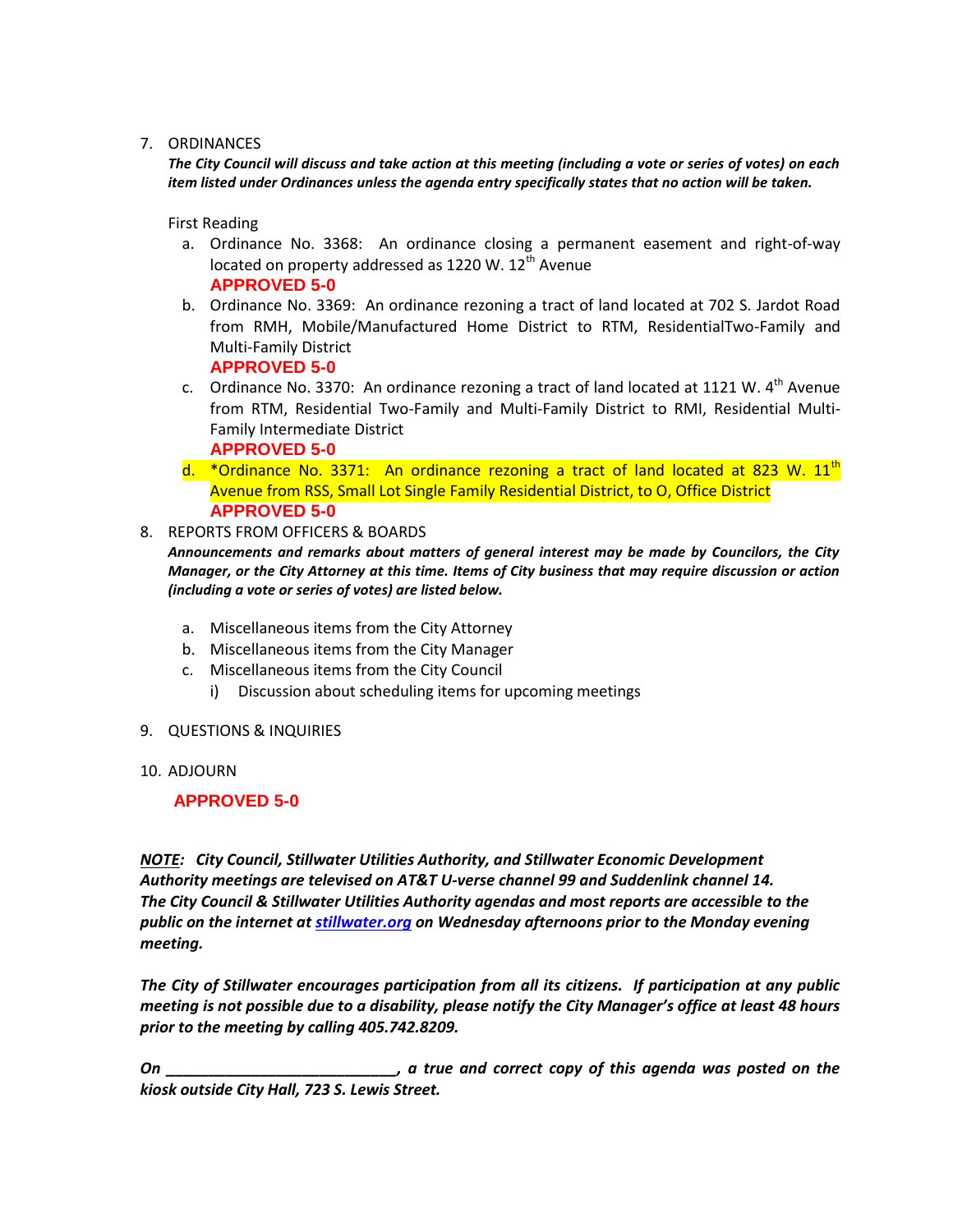7. ORDINANCES

   ***The City Council will discuss and take action at this meeting (including a vote or series of votes) on each item listed under Ordinances unless the agenda entry specifically states that no action will be taken.***

   First Reading

   a. Ordinance No. 3368: An ordinance closing a permanent easement and right-of-way located on property addressed as 1220 W. 12th Avenue
      **APPROVED 5-0**
   b. Ordinance No. 3369: An ordinance rezoning a tract of land located at 702 S. Jardot Road from RMH, Mobile/Manufactured Home District to RTM, ResidentialTwo-Family and Multi-Family District
      **APPROVED 5-0**
   c. Ordinance No. 3370: An ordinance rezoning a tract of land located at 1121 W. 4th Avenue from RTM, Residential Two-Family and Multi-Family District to RMI, Residential Multi-Family Intermediate District
      **APPROVED 5-0**
   d. *Ordinance No. 3371: An ordinance rezoning a tract of land located at 823 W. 11th Avenue from RSS, Small Lot Single Family Residential District, to O, Office District
      **APPROVED 5-0**

8. REPORTS FROM OFFICERS & BOARDS

   ***Announcements and remarks about matters of general interest may be made by Councilors, the City Manager, or the City Attorney at this time. Items of City business that may require discussion or action (including a vote or series of votes) are listed below.***

   a. Miscellaneous items from the City Attorney
   b. Miscellaneous items from the City Manager
   c. Miscellaneous items from the City Council
      i) Discussion about scheduling items for upcoming meetings

9. QUESTIONS & INQUIRIES

10. ADJOURN

    **APPROVED 5-0**

***NOTE*: City Council, Stillwater Utilities Authority, and Stillwater Economic Development Authority meetings are televised on AT&T U-verse channel 99 and Suddenlink channel 14. The City Council & Stillwater Utilities Authority agendas and most reports are accessible to the public on the internet at [stillwater.org](http://stillwater.org) on Wednesday afternoons prior to the Monday evening meeting.**

***The City of Stillwater encourages participation from all its citizens. If participation at any public meeting is not possible due to a disability, please notify the City Manager's office at least 48 hours prior to the meeting by calling 405.742.8209.***

***On ___________________________, a true and correct copy of this agenda was posted on the kiosk outside City Hall, 723 S. Lewis Street.***